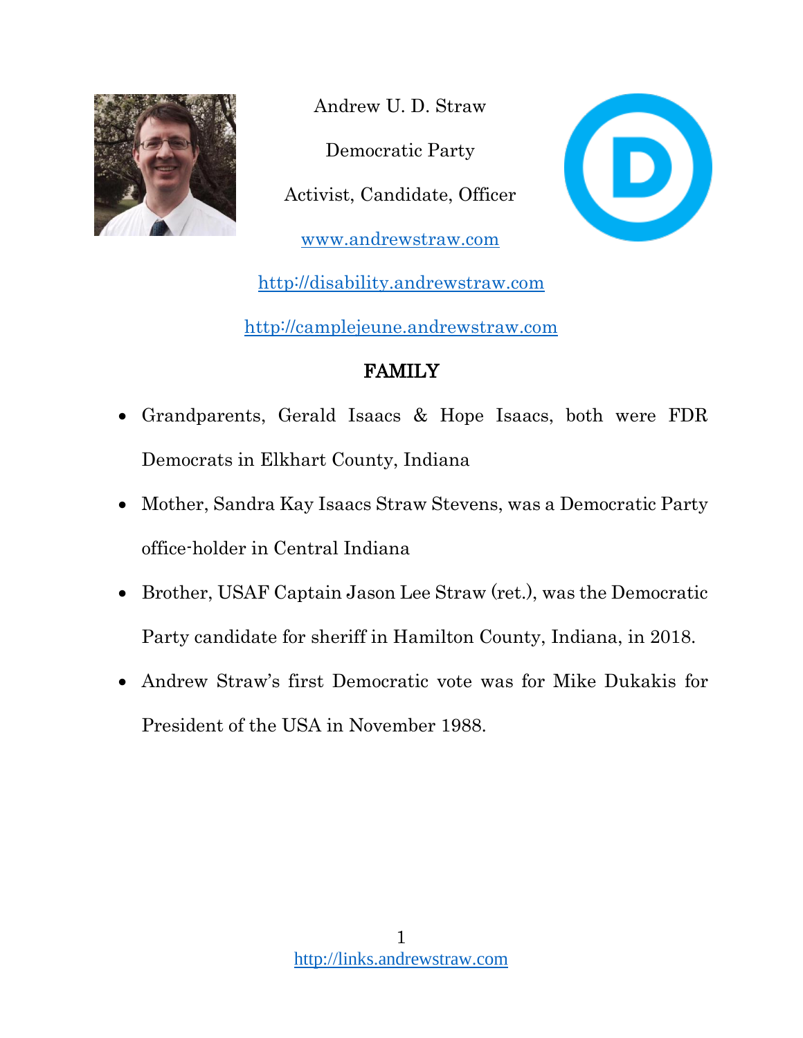Andrew U. D. Straw

Democratic Party

Activist, Candidate, Officer

www.andrewstraw.com

http://disability.andrewstraw.com

http://camplejeune.andrewstraw.com

## FAMILY

- Grandparents, Gerald Isaacs & Hope Isaacs, both were FDR Democrats in Elkhart County, Indiana
- Mother, Sandra Kay Isaacs Straw Stevens, was a Democratic Party office-holder in Central Indiana
- Brother, USAF Captain Jason Lee Straw (ret.), was the Democratic Party candidate for sheriff in Hamilton County, Indiana, in 2018.
- Andrew Straw's first Democratic vote was for Mike Dukakis for President of the USA in November 1988.

http://links.andrewstraw.com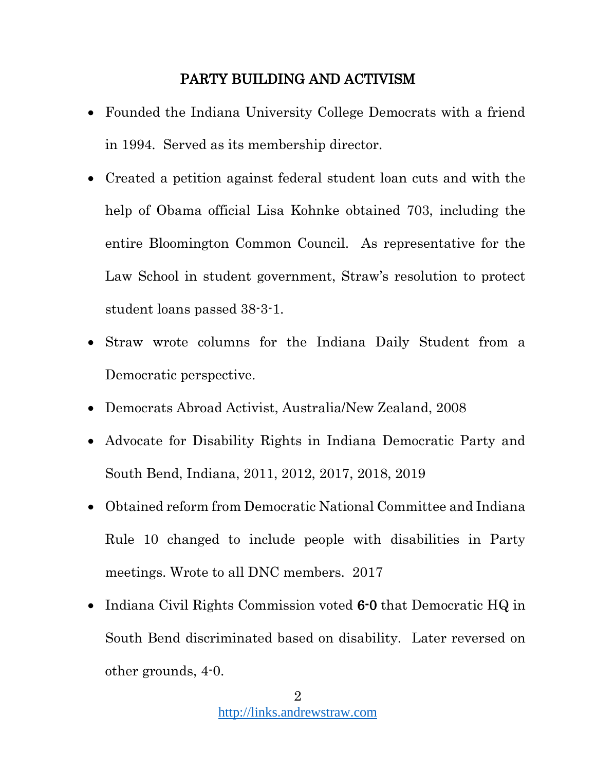## PARTY BUILDING AND ACTIVISM

- Founded the Indiana University College Democrats with a friend in 1994. Served as its membership director.
- Created a petition against federal student loan cuts and with the help of Obama official Lisa Kohnke obtained 703, including the entire Bloomington Common Council. As representative for the Law School in student government, Straw's resolution to protect student loans passed 38-3-1.
- Straw wrote columns for the Indiana Daily Student from a Democratic perspective.
- Democrats Abroad Activist, Australia/New Zealand, 2008
- Advocate for Disability Rights in Indiana Democratic Party and South Bend, Indiana, 2011, 2012, 2017, 2018, 2019
- Obtained reform from Democratic National Committee and Indiana Rule 10 changed to include people with disabilities in Party meetings. Wrote to all DNC members. 2017
- Indiana Civil Rights Commission voted 6-0 that Democratic HQ in South Bend discriminated based on disability. Later reversed on other grounds, 4-0.

http://links.andrewstraw.com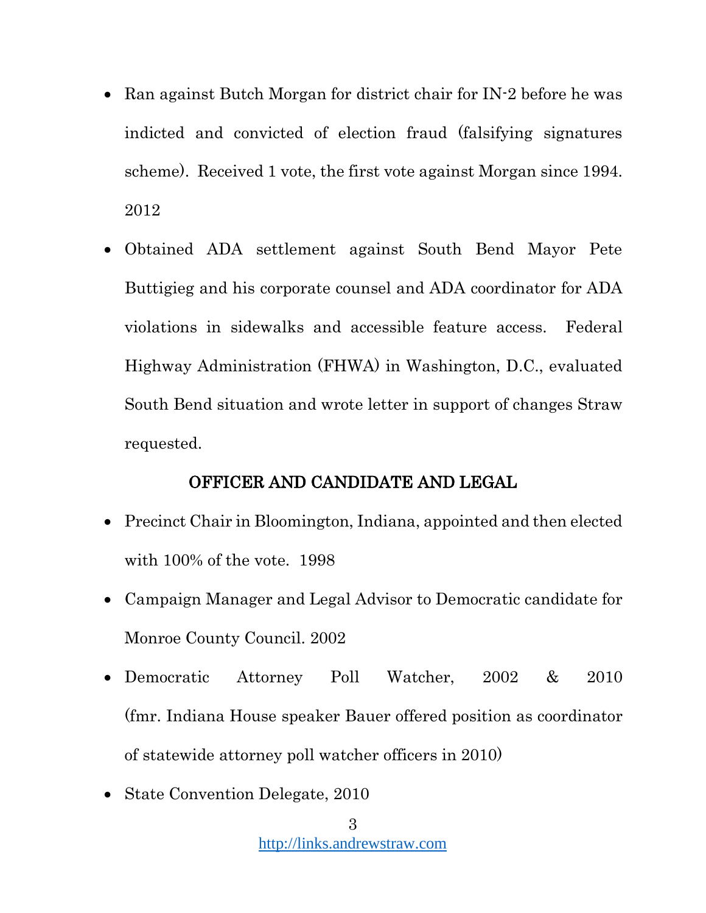- Ran against Butch Morgan for district chair for IN-2 before he was indicted and convicted of election fraud (falsifying signatures scheme). Received 1 vote, the first vote against Morgan since 1994. 2012
- Obtained ADA settlement against South Bend Mayor Pete Buttigieg and his corporate counsel and ADA coordinator for ADA violations in sidewalks and accessible feature access. Federal Highway Administration (FHWA) in Washington, D.C., evaluated South Bend situation and wrote letter in support of changes Straw requested.

## OFFICER AND CANDIDATE AND LEGAL

- Precinct Chair in Bloomington, Indiana, appointed and then elected with 100% of the vote. 1998
- Campaign Manager and Legal Advisor to Democratic candidate for Monroe County Council. 2002
- Democratic Attorney Poll Watcher, 2002 & 2010 (fmr. Indiana House speaker Bauer offered position as coordinator of statewide attorney poll watcher officers in 2010)
- State Convention Delegate, 2010

http://links.andrewstraw.com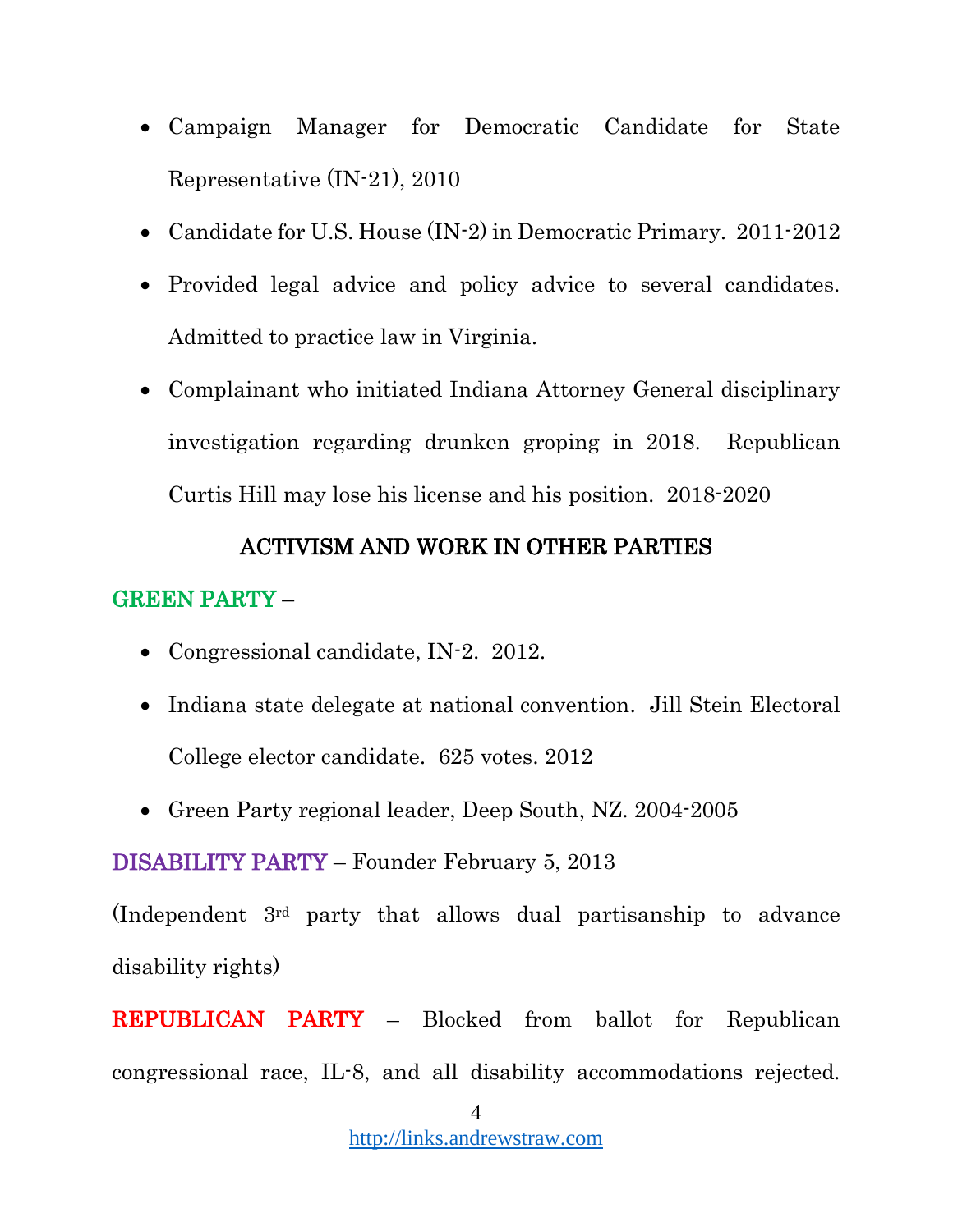- Campaign Manager for Democratic Candidate for State Representative (IN-21), 2010
- Candidate for U.S. House (IN-2) in Democratic Primary. 2011-2012
- Provided legal advice and policy advice to several candidates. Admitted to practice law in Virginia.
- Complainant who initiated Indiana Attorney General disciplinary investigation regarding drunken groping in 2018. Republican Curtis Hill may lose his license and his position. 2018-2020

## ACTIVISM AND WORK IN OTHER PARTIES

**GREEN PARTY** –

- Congressional candidate, IN-2. 2012.
- Indiana state delegate at national convention. Jill Stein Electoral College elector candidate. 625 votes. 2012
- Green Party regional leader, Deep South, NZ. 2004-2005

**DISABILITY PARTY** – Founder February 5, 2013

(Independent 3rd party that allows dual partisanship to advance disability rights)

**REPUBLICAN PARTY** – Blocked from ballot for Republican congressional race, IL-8, and all disability accommodations rejected.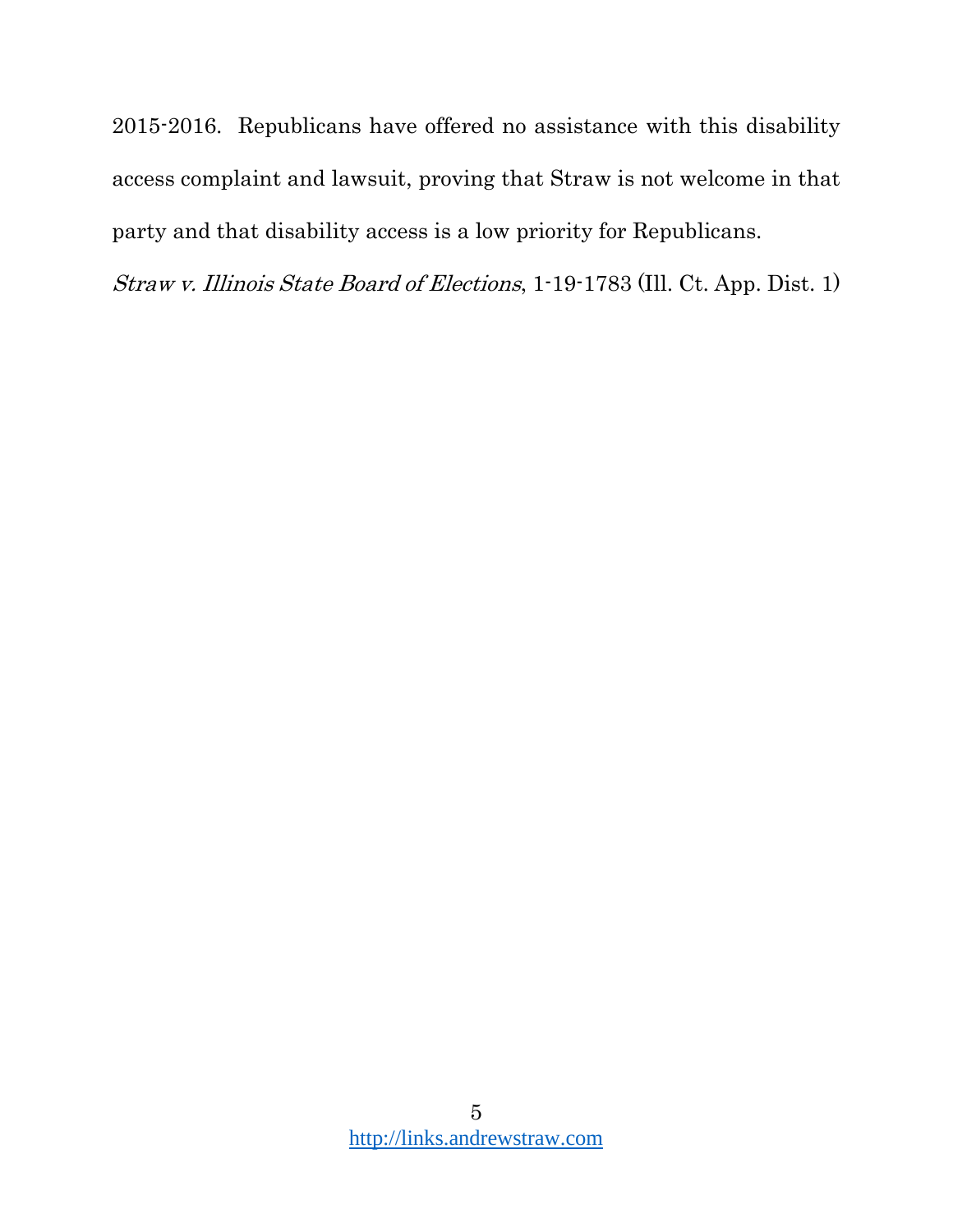2015-2016. Republicans have offered no assistance with this disability access complaint and lawsuit, proving that Straw is not welcome in that party and that disability access is a low priority for Republicans.

*Straw v. Illinois State Board of Elections*, 1-19-1783 (Ill. Ct. App. Dist. 1)